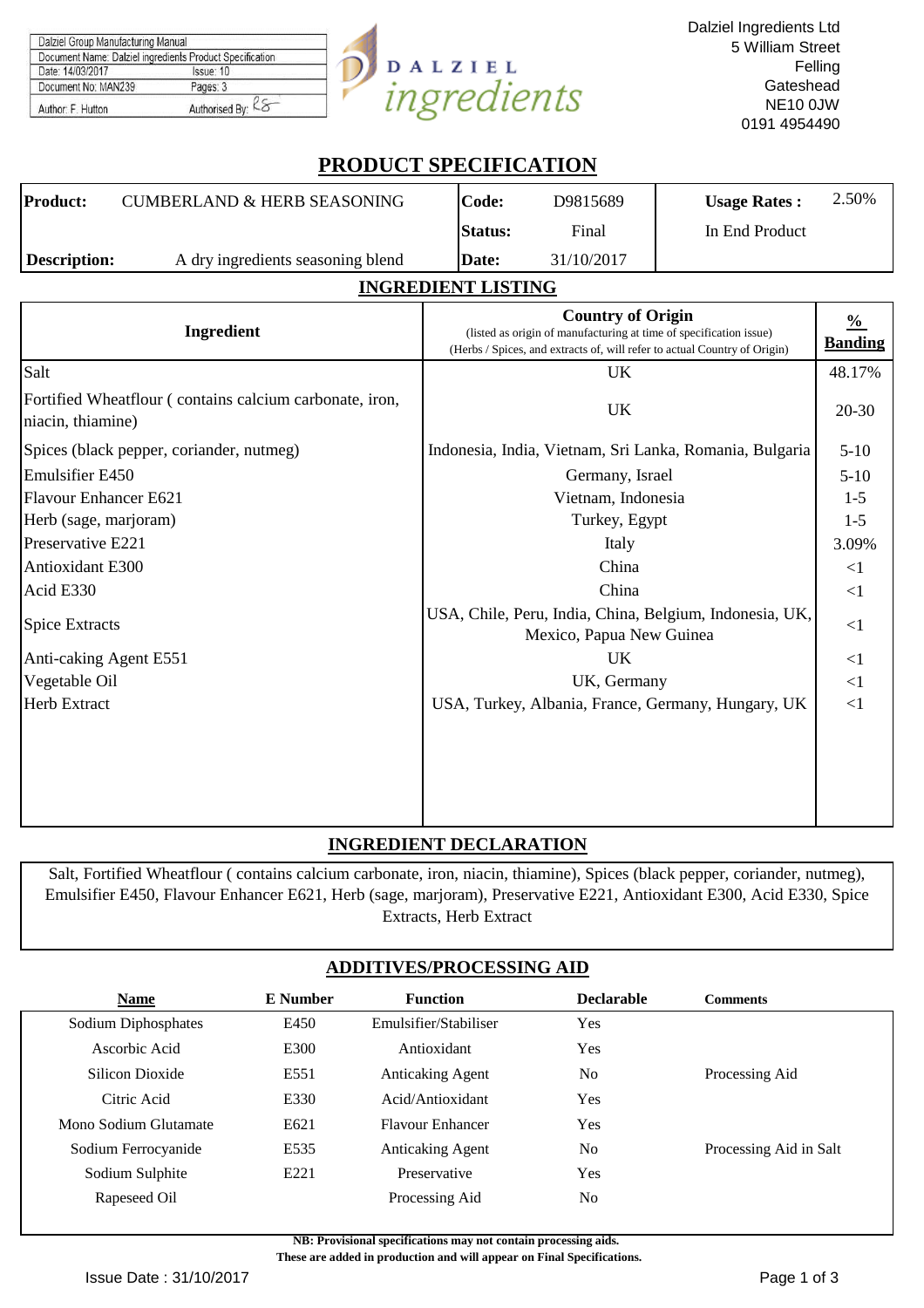| Dalziel Group Manufacturing Manual | |
|---|---|
| Document Name: Dalziel ingredients Product Specification | |
| Date: 14/03/2017 | Issue: 10 |
| Document No: MAN239 | Pages: 3 |
| Author: F. Hutton | Authorised By: |

DALZIEL *ingredients*

Dalziel Ingredients Ltd
5 William Street
Felling
Gateshead
NE10 0JW
0191 4954490

# PRODUCT SPECIFICATION

| | | | | | |
|---|---|---|---|---|---|
| **Product:** | CUMBERLAND & HERB SEASONING | **Code:** | D9815689 | **Usage Rates :** | 2.50% |
| | | **Status:** | Final | In End Product | |
| **Description:** | A dry ingredients seasoning blend | **Date:** | 31/10/2017 | | |

## INGREDIENT LISTING

| Ingredient | Country of Origin (listed as origin of manufacturing at time of specification issue) (Herbs / Spices, and extracts of, will refer to actual Country of Origin) | % Banding |
|---|---|---|
| Salt | UK | 48.17% |
| Fortified Wheatflour ( contains calcium carbonate, iron, niacin, thiamine) | UK | 20-30 |
| Spices (black pepper, coriander, nutmeg) | Indonesia, India, Vietnam, Sri Lanka, Romania, Bulgaria | 5-10 |
| Emulsifier E450 | Germany, Israel | 5-10 |
| Flavour Enhancer E621 | Vietnam, Indonesia | 1-5 |
| Herb (sage, marjoram) | Turkey, Egypt | 1-5 |
| Preservative E221 | Italy | 3.09% |
| Antioxidant E300 | China | <1 |
| Acid E330 | China | <1 |
| Spice Extracts | USA, Chile, Peru, India, China, Belgium, Indonesia, UK, Mexico, Papua New Guinea | <1 |
| Anti-caking Agent E551 | UK | <1 |
| Vegetable Oil | UK, Germany | <1 |
| Herb Extract | USA, Turkey, Albania, France, Germany, Hungary, UK | <1 |

## INGREDIENT DECLARATION

Salt, Fortified Wheatflour ( contains calcium carbonate, iron, niacin, thiamine), Spices (black pepper, coriander, nutmeg), Emulsifier E450, Flavour Enhancer E621, Herb (sage, marjoram), Preservative E221, Antioxidant E300, Acid E330, Spice Extracts, Herb Extract

## ADDITIVES/PROCESSING AID

| Name | E Number | Function | Declarable | Comments |
|---|---|---|---|---|
| Sodium Diphosphates | E450 | Emulsifier/Stabiliser | Yes | |
| Ascorbic Acid | E300 | Antioxidant | Yes | |
| Silicon Dioxide | E551 | Anticaking Agent | No | Processing Aid |
| Citric Acid | E330 | Acid/Antioxidant | Yes | |
| Mono Sodium Glutamate | E621 | Flavour Enhancer | Yes | |
| Sodium Ferrocyanide | E535 | Anticaking Agent | No | Processing Aid in Salt |
| Sodium Sulphite | E221 | Preservative | Yes | |
| Rapeseed Oil | | Processing Aid | No | |

**NB: Provisional specifications may not contain processing aids.**
**These are added in production and will appear on Final Specifications.**

Issue Date : 31/10/2017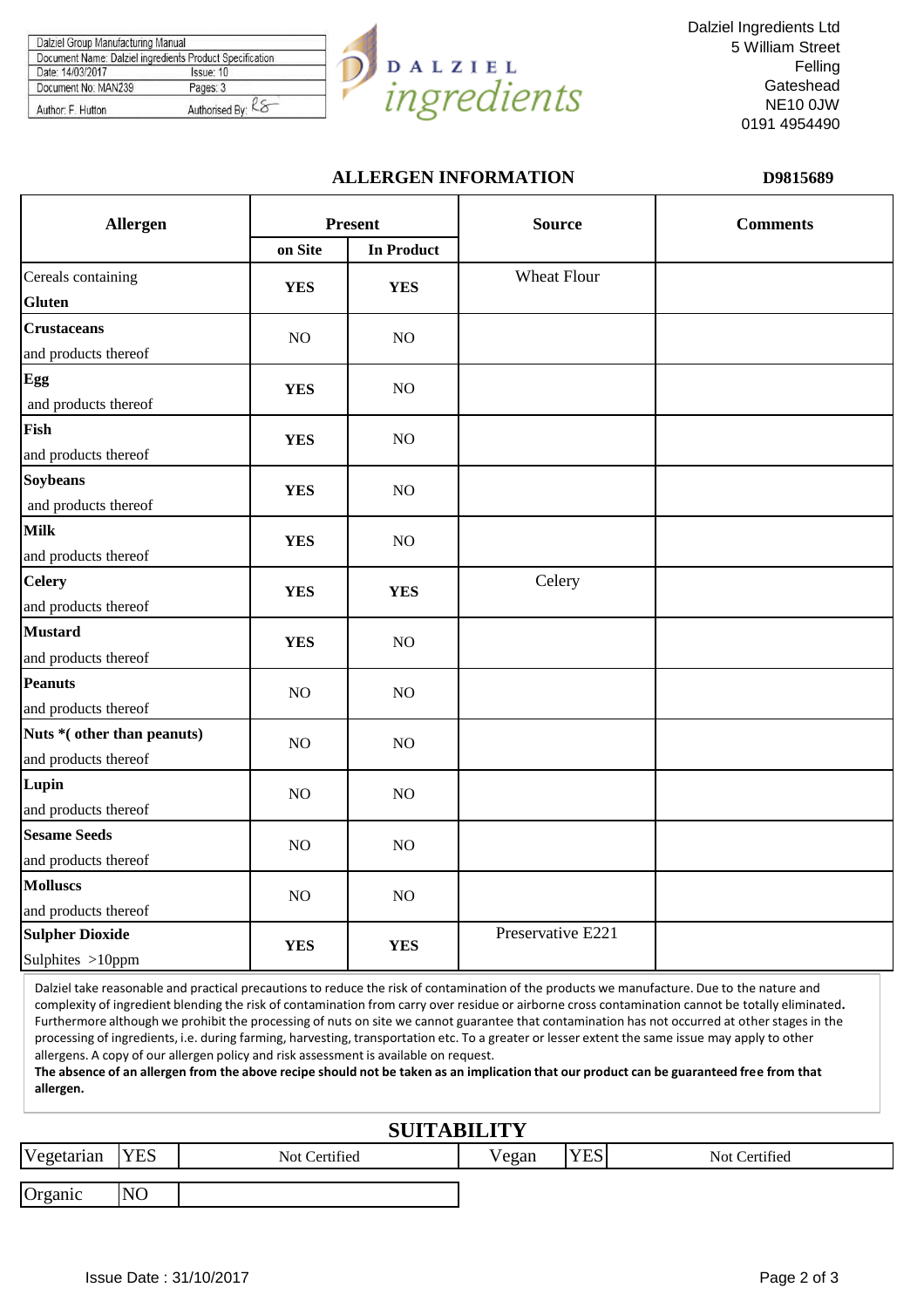| Dalziel Group Manufacturing Manual | |
|---|---|
| Document Name: Dalziel ingredients Product Specification | |
| Date: 14/03/2017 | Issue: 10 |
| Document No: MAN239 | Pages: 3 |
| Author: F. Hutton | Authorised By: RS |

Dalziel Ingredients Ltd
5 William Street
Felling
Gateshead
NE10 0JW
0191 4954490

## ALLERGEN INFORMATION

**D9815689**

| Allergen | Present | | Source | Comments |
|---|---|---|---|---|
| | on Site | In Product | | |
| Cereals containing **Gluten** | **YES** | **YES** | Wheat Flour | |
| **Crustaceans** and products thereof | NO | NO | | |
| **Egg** and products thereof | **YES** | NO | | |
| **Fish** and products thereof | **YES** | NO | | |
| **Soybeans** and products thereof | **YES** | NO | | |
| **Milk** and products thereof | **YES** | NO | | |
| **Celery** and products thereof | **YES** | **YES** | Celery | |
| **Mustard** and products thereof | **YES** | NO | | |
| **Peanuts** and products thereof | NO | NO | | |
| **Nuts *( other than peanuts)** and products thereof | NO | NO | | |
| **Lupin** and products thereof | NO | NO | | |
| **Sesame Seeds** and products thereof | NO | NO | | |
| **Molluscs** and products thereof | NO | NO | | |
| **Sulpher Dioxide** Sulphites >10ppm | **YES** | **YES** | Preservative E221 | |

Dalziel take reasonable and practical precautions to reduce the risk of contamination of the products we manufacture. Due to the nature and complexity of ingredient blending the risk of contamination from carry over residue or airborne cross contamination cannot be totally eliminated. Furthermore although we prohibit the processing of nuts on site we cannot guarantee that contamination has not occurred at other stages in the processing of ingredients, i.e. during farming, harvesting, transportation etc. To a greater or lesser extent the same issue may apply to other allergens. A copy of our allergen policy and risk assessment is available on request.
**The absence of an allergen from the above recipe should not be taken as an implication that our product can be guaranteed free from that allergen.**

## SUITABILITY

| Vegetarian | YES | Not Certified | Vegan | YES | Not Certified |
|---|---|---|---|---|---|
| Organic | NO | | | | |

Issue Date : 31/10/2017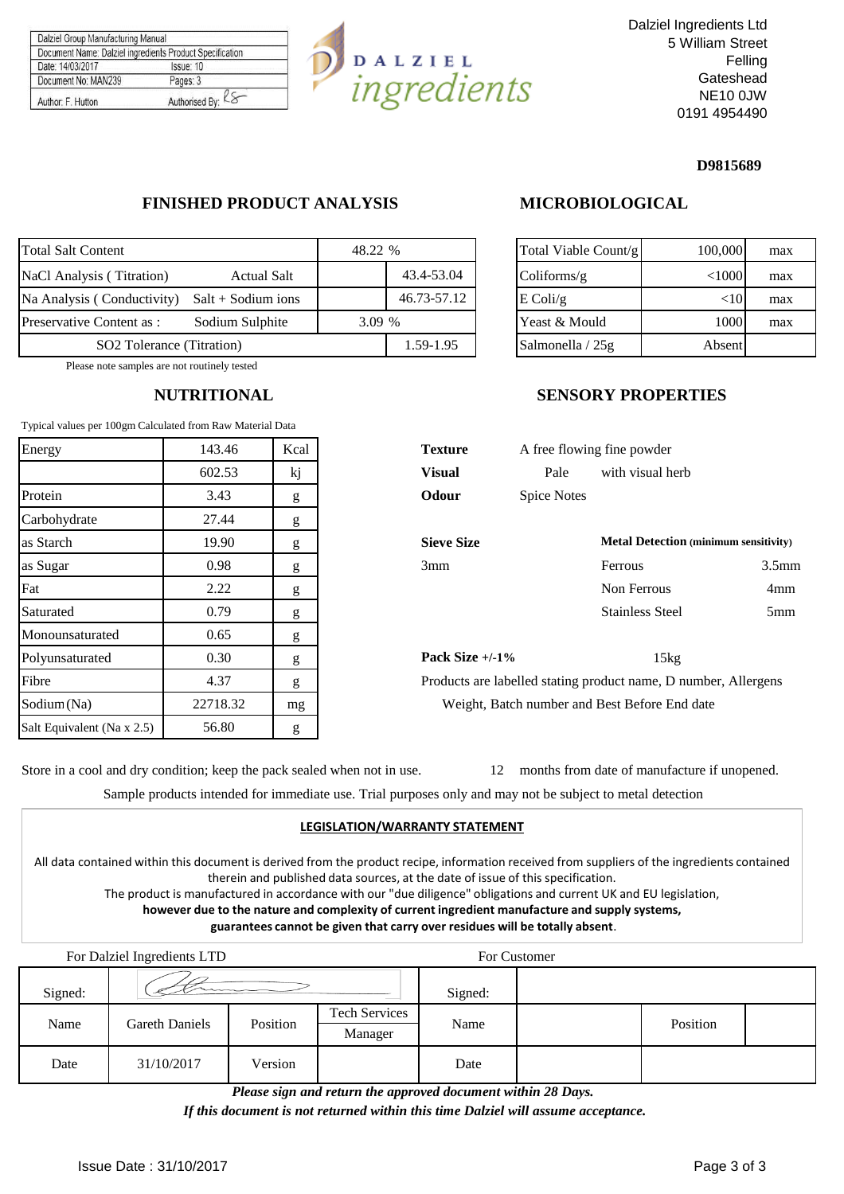| | |
|---|---|
| Dalziel Group Manufacturing Manual | |
| Document Name: Dalziel Ingredients Product Specification | |
| Date: 14/03/2017 | Issue: 10 |
| Document No: MAN239 | Pages: 3 |
| Author: F. Hutton | Authorised By: |

DALZIEL ingredients

Dalziel Ingredients Ltd
5 William Street
Felling
Gateshead
NE10 0JW
0191 4954490

**D9815689**

## FINISHED PRODUCT ANALYSIS

| | | | |
|---|---|---|---|
| Total Salt Content | | 48.22 % | |
| NaCl Analysis ( Titration) | Actual Salt | | 43.4-53.04 |
| Na Analysis ( Conductivity) | Salt + Sodium ions | | 46.73-57.12 |
| Preservative Content as : | Sodium Sulphite | 3.09 % | |
| SO2 Tolerance (Titration) | | | 1.59-1.95 |

Please note samples are not routinely tested

## MICROBIOLOGICAL

| | | |
|---|---|---|
| Total Viable Count/g | 100,000 | max |
| Coliforms/g | <1000 | max |
| E Coli/g | <10 | max |
| Yeast & Mould | 1000 | max |
| Salmonella / 25g | Absent | |

## NUTRITIONAL

Typical values per 100gm Calculated from Raw Material Data

| | | |
|---|---|---|
| Energy | 143.46 | Kcal |
| | 602.53 | kj |
| Protein | 3.43 | g |
| Carbohydrate | 27.44 | g |
| as Starch | 19.90 | g |
| as Sugar | 0.98 | g |
| Fat | 2.22 | g |
| Saturated | 0.79 | g |
| Monounsaturated | 0.65 | g |
| Polyunsaturated | 0.30 | g |
| Fibre | 4.37 | g |
| Sodium (Na) | 22718.32 | mg |
| Salt Equivalent (Na x 2.5) | 56.80 | g |

## SENSORY PROPERTIES

**Texture** A free flowing fine powder

**Visual** Pale with visual herb

**Odour** Spice Notes

**Sieve Size**: 3mm

**Metal Detection (minimum sensitivity)**

| | |
|---|---|
| Ferrous | 3.5mm |
| Non Ferrous | 4mm |
| Stainless Steel | 5mm |

**Pack Size +/-1%** 15kg

Products are labelled stating product name, D number, Allergens Weight, Batch number and Best Before End date

Store in a cool and dry condition; keep the pack sealed when not in use. 12 months from date of manufacture if unopened.

Sample products intended for immediate use. Trial purposes only and may not be subject to metal detection

**LEGISLATION/WARRANTY STATEMENT**

All data contained within this document is derived from the product recipe, information received from suppliers of the ingredients contained therein and published data sources, at the date of issue of this specification.
The product is manufactured in accordance with our "due diligence" obligations and current UK and EU legislation,
**however due to the nature and complexity of current ingredient manufacture and supply systems, guarantees cannot be given that carry over residues will be totally absent**.

| For Dalziel Ingredients LTD | | | | For Customer | | | |
|---|---|---|---|---|---|---|---|
| Signed: | | | | Signed: | | | |
| Name | Gareth Daniels | Position | Tech Services Manager | Name | | Position | |
| Date | 31/10/2017 | Version | | Date | | | |

***Please sign and return the approved document within 28 Days.***

***If this document is not returned within this time Dalziel will assume acceptance.***

Issue Date : 31/10/2017